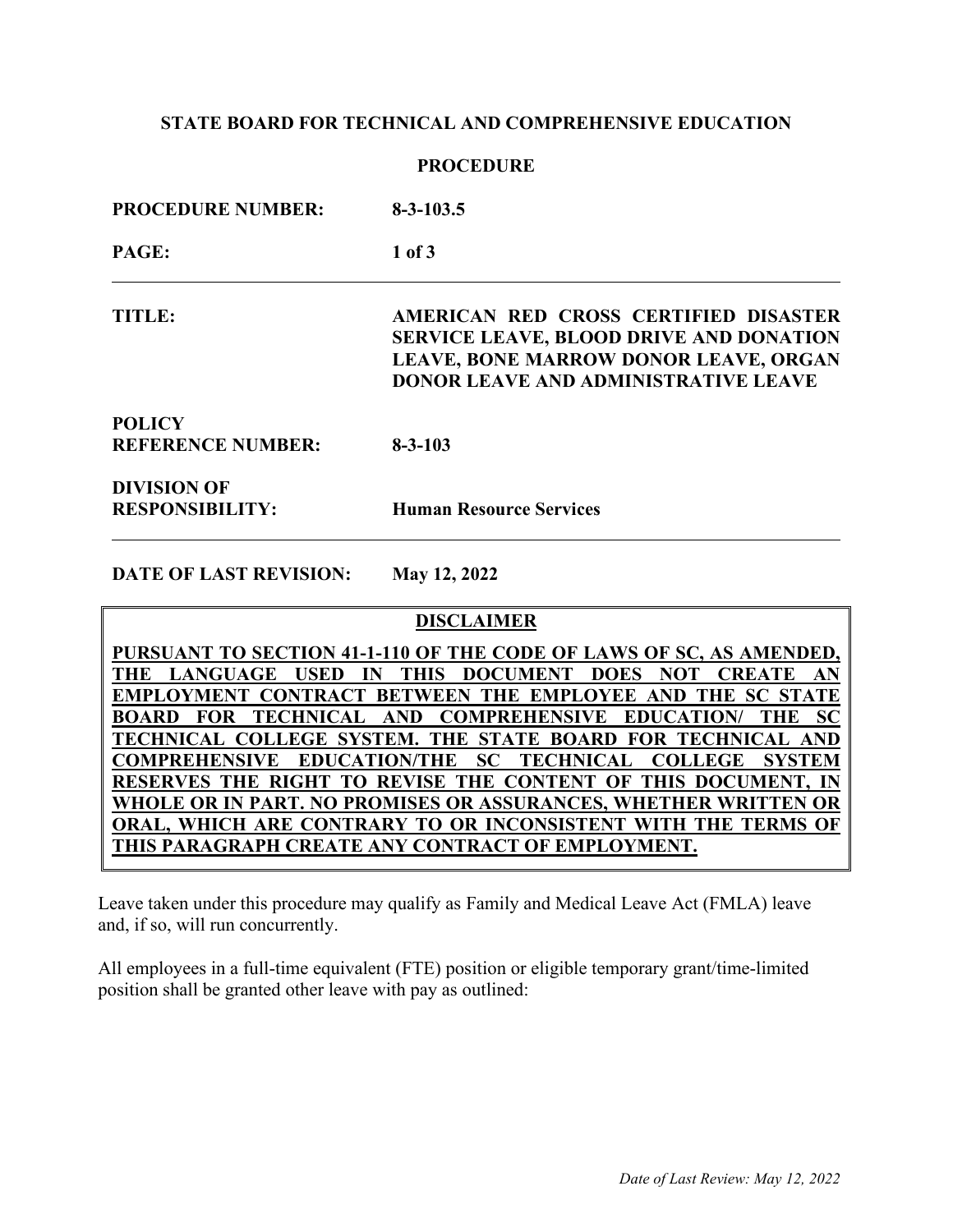**STATE BOARD FOR TECHNICAL AND COMPREHENSIVE EDUCATION**

**PROCEDURE**

| | |
|---|---|
| **PROCEDURE NUMBER:** | **8-3-103.5** |
| **PAGE:** | **1 of 3** |
| **TITLE:** | **AMERICAN RED CROSS CERTIFIED DISASTER SERVICE LEAVE, BLOOD DRIVE AND DONATION LEAVE, BONE MARROW DONOR LEAVE, ORGAN DONOR LEAVE AND ADMINISTRATIVE LEAVE** |
| **POLICY REFERENCE NUMBER:** | **8-3-103** |
| **DIVISION OF RESPONSIBILITY:** | **Human Resource Services** |
| **DATE OF LAST REVISION:** | **May 12, 2022** |

**DISCLAIMER**

**PURSUANT TO SECTION 41-1-110 OF THE CODE OF LAWS OF SC, AS AMENDED, THE LANGUAGE USED IN THIS DOCUMENT DOES NOT CREATE AN EMPLOYMENT CONTRACT BETWEEN THE EMPLOYEE AND THE SC STATE BOARD FOR TECHNICAL AND COMPREHENSIVE EDUCATION/ THE SC TECHNICAL COLLEGE SYSTEM. THE STATE BOARD FOR TECHNICAL AND COMPREHENSIVE EDUCATION/THE SC TECHNICAL COLLEGE SYSTEM RESERVES THE RIGHT TO REVISE THE CONTENT OF THIS DOCUMENT, IN WHOLE OR IN PART. NO PROMISES OR ASSURANCES, WHETHER WRITTEN OR ORAL, WHICH ARE CONTRARY TO OR INCONSISTENT WITH THE TERMS OF THIS PARAGRAPH CREATE ANY CONTRACT OF EMPLOYMENT.**

Leave taken under this procedure may qualify as Family and Medical Leave Act (FMLA) leave and, if so, will run concurrently.

All employees in a full-time equivalent (FTE) position or eligible temporary grant/time-limited position shall be granted other leave with pay as outlined: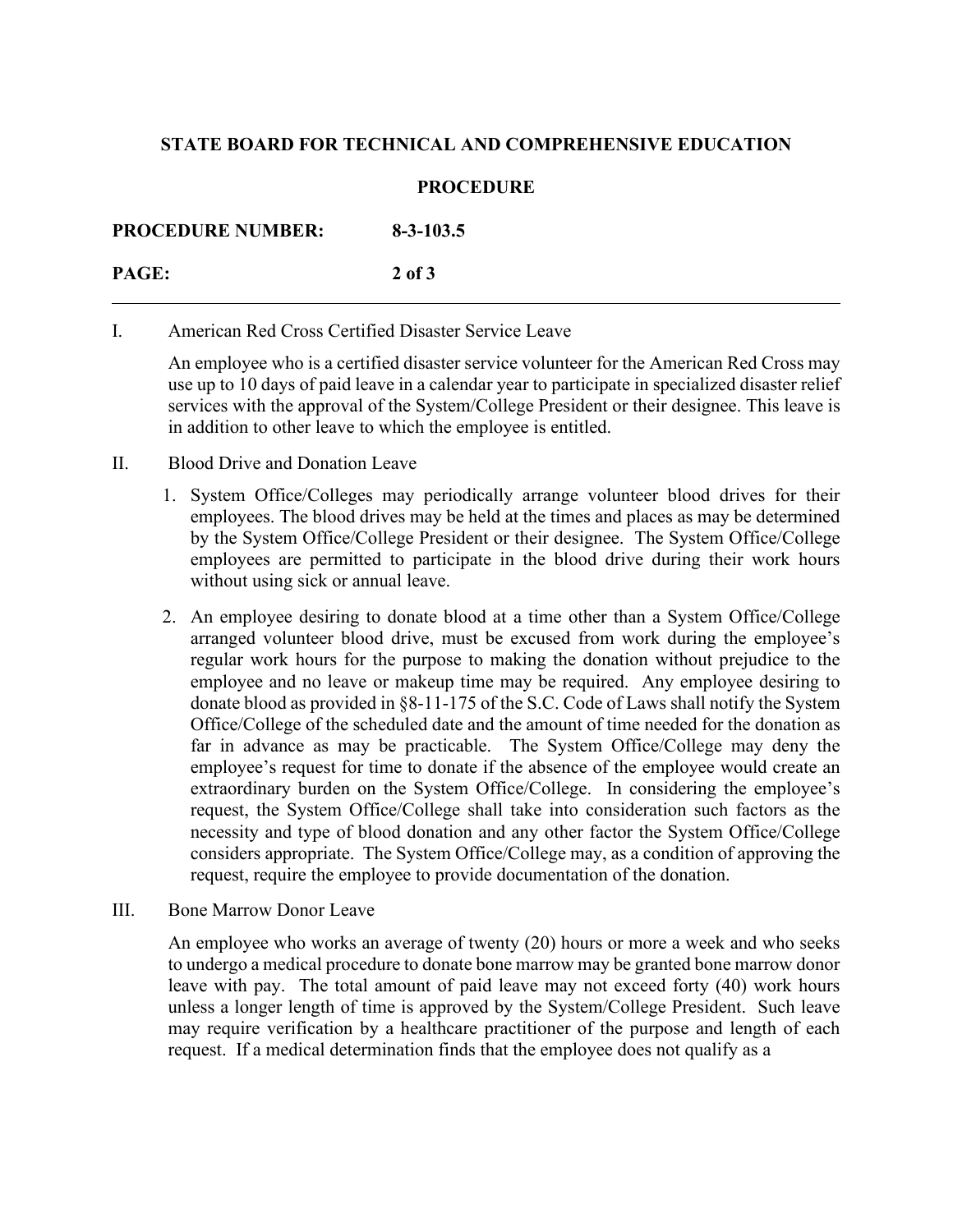I. American Red Cross Certified Disaster Service Leave

An employee who is a certified disaster service volunteer for the American Red Cross may use up to 10 days of paid leave in a calendar year to participate in specialized disaster relief services with the approval of the System/College President or their designee. This leave is in addition to other leave to which the employee is entitled.

II. Blood Drive and Donation Leave

1. System Office/Colleges may periodically arrange volunteer blood drives for their employees. The blood drives may be held at the times and places as may be determined by the System Office/College President or their designee. The System Office/College employees are permitted to participate in the blood drive during their work hours without using sick or annual leave.

2. An employee desiring to donate blood at a time other than a System Office/College arranged volunteer blood drive, must be excused from work during the employee's regular work hours for the purpose to making the donation without prejudice to the employee and no leave or makeup time may be required. Any employee desiring to donate blood as provided in §8-11-175 of the S.C. Code of Laws shall notify the System Office/College of the scheduled date and the amount of time needed for the donation as far in advance as may be practicable. The System Office/College may deny the employee's request for time to donate if the absence of the employee would create an extraordinary burden on the System Office/College. In considering the employee's request, the System Office/College shall take into consideration such factors as the necessity and type of blood donation and any other factor the System Office/College considers appropriate. The System Office/College may, as a condition of approving the request, require the employee to provide documentation of the donation.

III. Bone Marrow Donor Leave

An employee who works an average of twenty (20) hours or more a week and who seeks to undergo a medical procedure to donate bone marrow may be granted bone marrow donor leave with pay. The total amount of paid leave may not exceed forty (40) work hours unless a longer length of time is approved by the System/College President. Such leave may require verification by a healthcare practitioner of the purpose and length of each request. If a medical determination finds that the employee does not qualify as a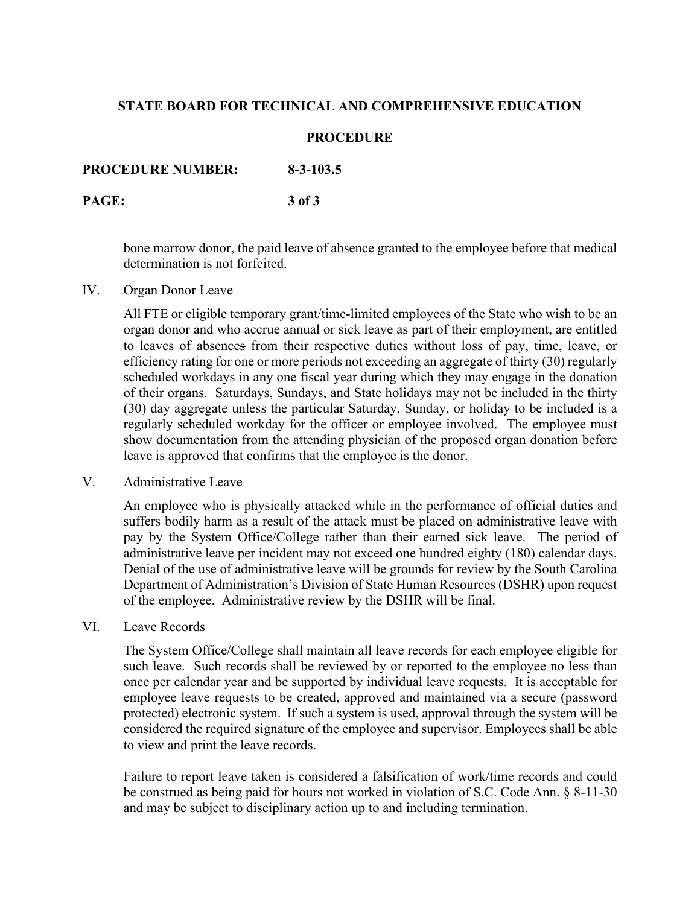bone marrow donor, the paid leave of absence granted to the employee before that medical determination is not forfeited.

IV. Organ Donor Leave

All FTE or eligible temporary grant/time-limited employees of the State who wish to be an organ donor and who accrue annual or sick leave as part of their employment, are entitled to leaves of absences from their respective duties without loss of pay, time, leave, or efficiency rating for one or more periods not exceeding an aggregate of thirty (30) regularly scheduled workdays in any one fiscal year during which they may engage in the donation of their organs. Saturdays, Sundays, and State holidays may not be included in the thirty (30) day aggregate unless the particular Saturday, Sunday, or holiday to be included is a regularly scheduled workday for the officer or employee involved. The employee must show documentation from the attending physician of the proposed organ donation before leave is approved that confirms that the employee is the donor.

V. Administrative Leave

An employee who is physically attacked while in the performance of official duties and suffers bodily harm as a result of the attack must be placed on administrative leave with pay by the System Office/College rather than their earned sick leave. The period of administrative leave per incident may not exceed one hundred eighty (180) calendar days. Denial of the use of administrative leave will be grounds for review by the South Carolina Department of Administration's Division of State Human Resources (DSHR) upon request of the employee. Administrative review by the DSHR will be final.

VI. Leave Records

The System Office/College shall maintain all leave records for each employee eligible for such leave. Such records shall be reviewed by or reported to the employee no less than once per calendar year and be supported by individual leave requests. It is acceptable for employee leave requests to be created, approved and maintained via a secure (password protected) electronic system. If such a system is used, approval through the system will be considered the required signature of the employee and supervisor. Employees shall be able to view and print the leave records.

Failure to report leave taken is considered a falsification of work/time records and could be construed as being paid for hours not worked in violation of S.C. Code Ann. § 8-11-30 and may be subject to disciplinary action up to and including termination.